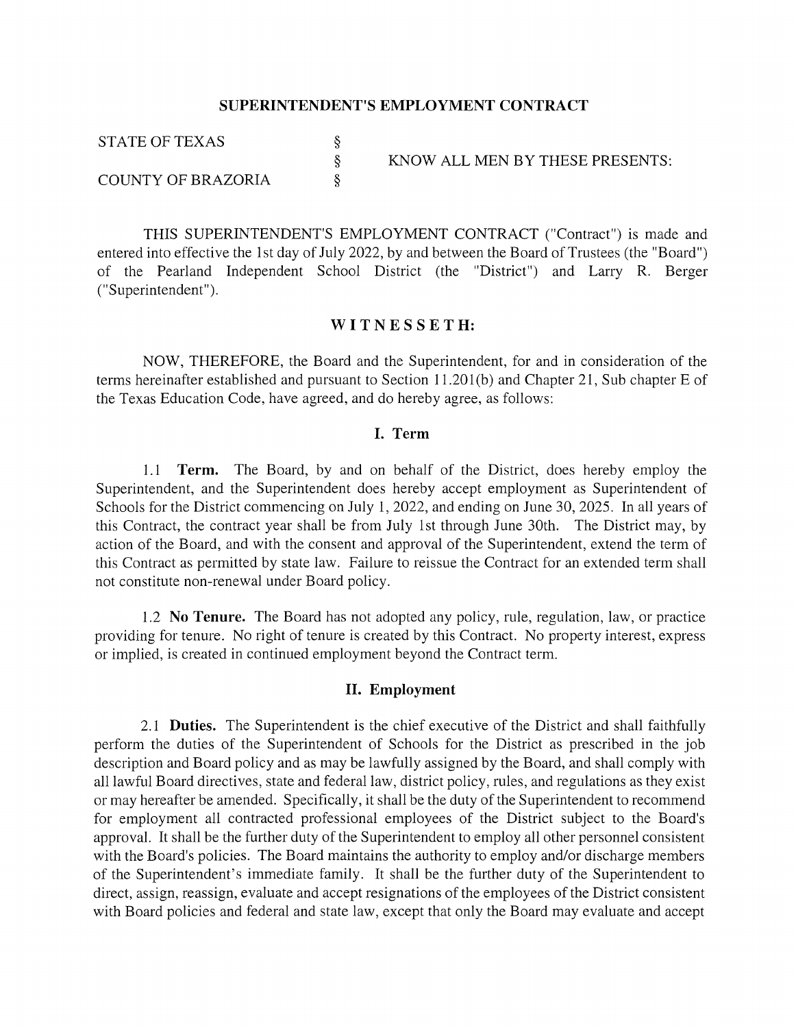# SUPERINTENDENT'S EMPLOYMENT CONTRACT

| | | |
|---|---|---|
| STATE OF TEXAS | § | |
| | § | KNOW ALL MEN BY THESE PRESENTS: |
| COUNTY OF BRAZORIA | § | |

THIS SUPERINTENDENT'S EMPLOYMENT CONTRACT ("Contract") is made and entered into effective the 1st day of July 2022, by and between the Board of Trustees (the "Board") of the Pearland Independent School District (the "District") and Larry R. Berger ("Superintendent").

## WITNESSETH:

NOW, THEREFORE, the Board and the Superintendent, for and in consideration of the terms hereinafter established and pursuant to Section 11.201(b) and Chapter 21, Sub chapter E of the Texas Education Code, have agreed, and do hereby agree, as follows:

## I. Term

1.1 **Term.** The Board, by and on behalf of the District, does hereby employ the Superintendent, and the Superintendent does hereby accept employment as Superintendent of Schools for the District commencing on July 1, 2022, and ending on June 30, 2025. In all years of this Contract, the contract year shall be from July 1st through June 30th. The District may, by action of the Board, and with the consent and approval of the Superintendent, extend the term of this Contract as permitted by state law. Failure to reissue the Contract for an extended term shall not constitute non-renewal under Board policy.

1.2 **No Tenure.** The Board has not adopted any policy, rule, regulation, law, or practice providing for tenure. No right of tenure is created by this Contract. No property interest, express or implied, is created in continued employment beyond the Contract term.

## II. Employment

2.1 **Duties.** The Superintendent is the chief executive of the District and shall faithfully perform the duties of the Superintendent of Schools for the District as prescribed in the job description and Board policy and as may be lawfully assigned by the Board, and shall comply with all lawful Board directives, state and federal law, district policy, rules, and regulations as they exist or may hereafter be amended. Specifically, it shall be the duty of the Superintendent to recommend for employment all contracted professional employees of the District subject to the Board's approval. It shall be the further duty of the Superintendent to employ all other personnel consistent with the Board's policies. The Board maintains the authority to employ and/or discharge members of the Superintendent's immediate family. It shall be the further duty of the Superintendent to direct, assign, reassign, evaluate and accept resignations of the employees of the District consistent with Board policies and federal and state law, except that only the Board may evaluate and accept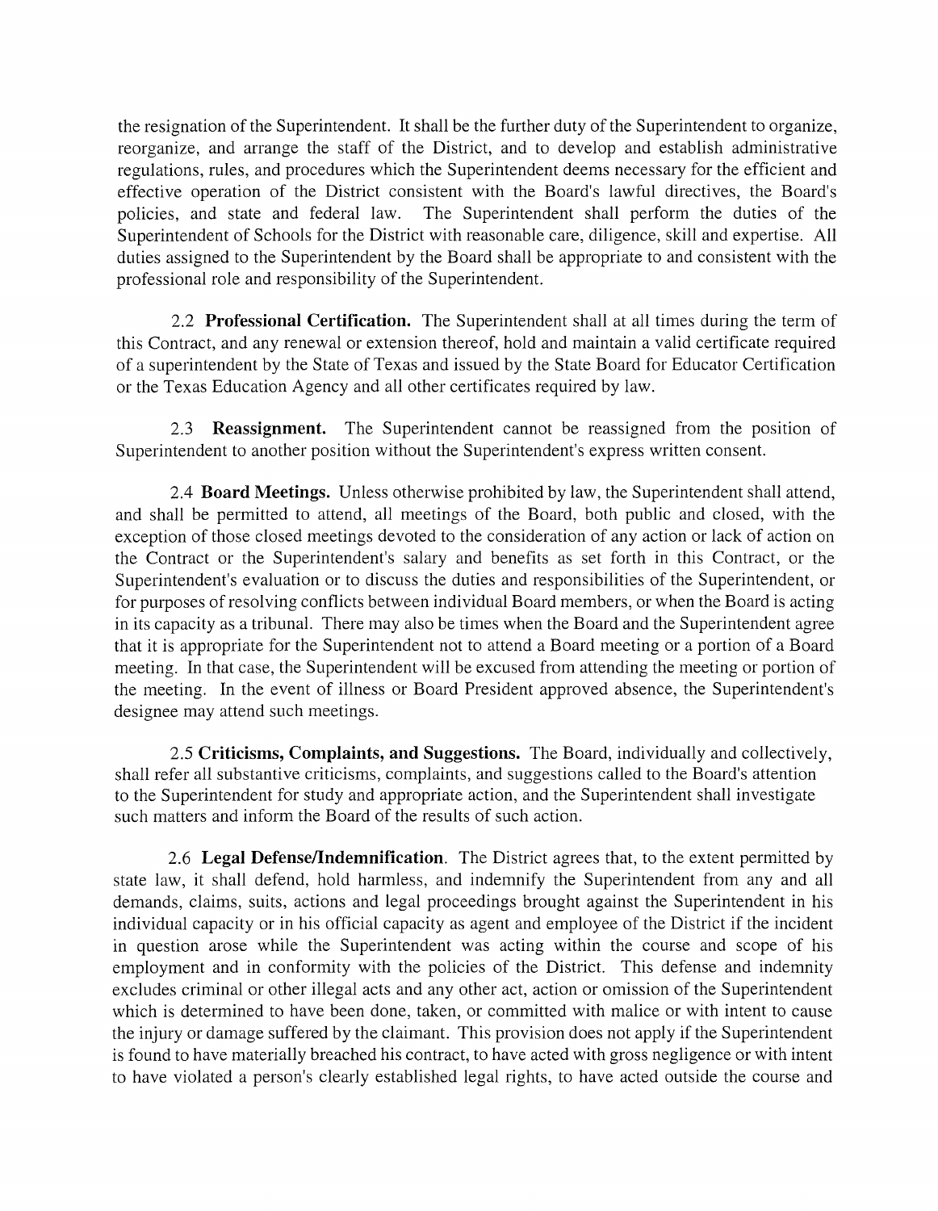the resignation of the Superintendent. It shall be the further duty of the Superintendent to organize, reorganize, and arrange the staff of the District, and to develop and establish administrative regulations, rules, and procedures which the Superintendent deems necessary for the efficient and effective operation of the District consistent with the Board's lawful directives, the Board's policies, and state and federal law. The Superintendent shall perform the duties of the Superintendent of Schools for the District with reasonable care, diligence, skill and expertise. All duties assigned to the Superintendent by the Board shall be appropriate to and consistent with the professional role and responsibility of the Superintendent.

2.2 **Professional Certification.** The Superintendent shall at all times during the term of this Contract, and any renewal or extension thereof, hold and maintain a valid certificate required of a superintendent by the State of Texas and issued by the State Board for Educator Certification or the Texas Education Agency and all other certificates required by law.

2.3 **Reassignment.** The Superintendent cannot be reassigned from the position of Superintendent to another position without the Superintendent's express written consent.

2.4 **Board Meetings.** Unless otherwise prohibited by law, the Superintendent shall attend, and shall be permitted to attend, all meetings of the Board, both public and closed, with the exception of those closed meetings devoted to the consideration of any action or lack of action on the Contract or the Superintendent's salary and benefits as set forth in this Contract, or the Superintendent's evaluation or to discuss the duties and responsibilities of the Superintendent, or for purposes of resolving conflicts between individual Board members, or when the Board is acting in its capacity as a tribunal. There may also be times when the Board and the Superintendent agree that it is appropriate for the Superintendent not to attend a Board meeting or a portion of a Board meeting. In that case, the Superintendent will be excused from attending the meeting or portion of the meeting. In the event of illness or Board President approved absence, the Superintendent's designee may attend such meetings.

2.5 **Criticisms, Complaints, and Suggestions.** The Board, individually and collectively, shall refer all substantive criticisms, complaints, and suggestions called to the Board's attention to the Superintendent for study and appropriate action, and the Superintendent shall investigate such matters and inform the Board of the results of such action.

2.6 **Legal Defense/Indemnification**. The District agrees that, to the extent permitted by state law, it shall defend, hold harmless, and indemnify the Superintendent from any and all demands, claims, suits, actions and legal proceedings brought against the Superintendent in his individual capacity or in his official capacity as agent and employee of the District if the incident in question arose while the Superintendent was acting within the course and scope of his employment and in conformity with the policies of the District. This defense and indemnity excludes criminal or other illegal acts and any other act, action or omission of the Superintendent which is determined to have been done, taken, or committed with malice or with intent to cause the injury or damage suffered by the claimant. This provision does not apply if the Superintendent is found to have materially breached his contract, to have acted with gross negligence or with intent to have violated a person's clearly established legal rights, to have acted outside the course and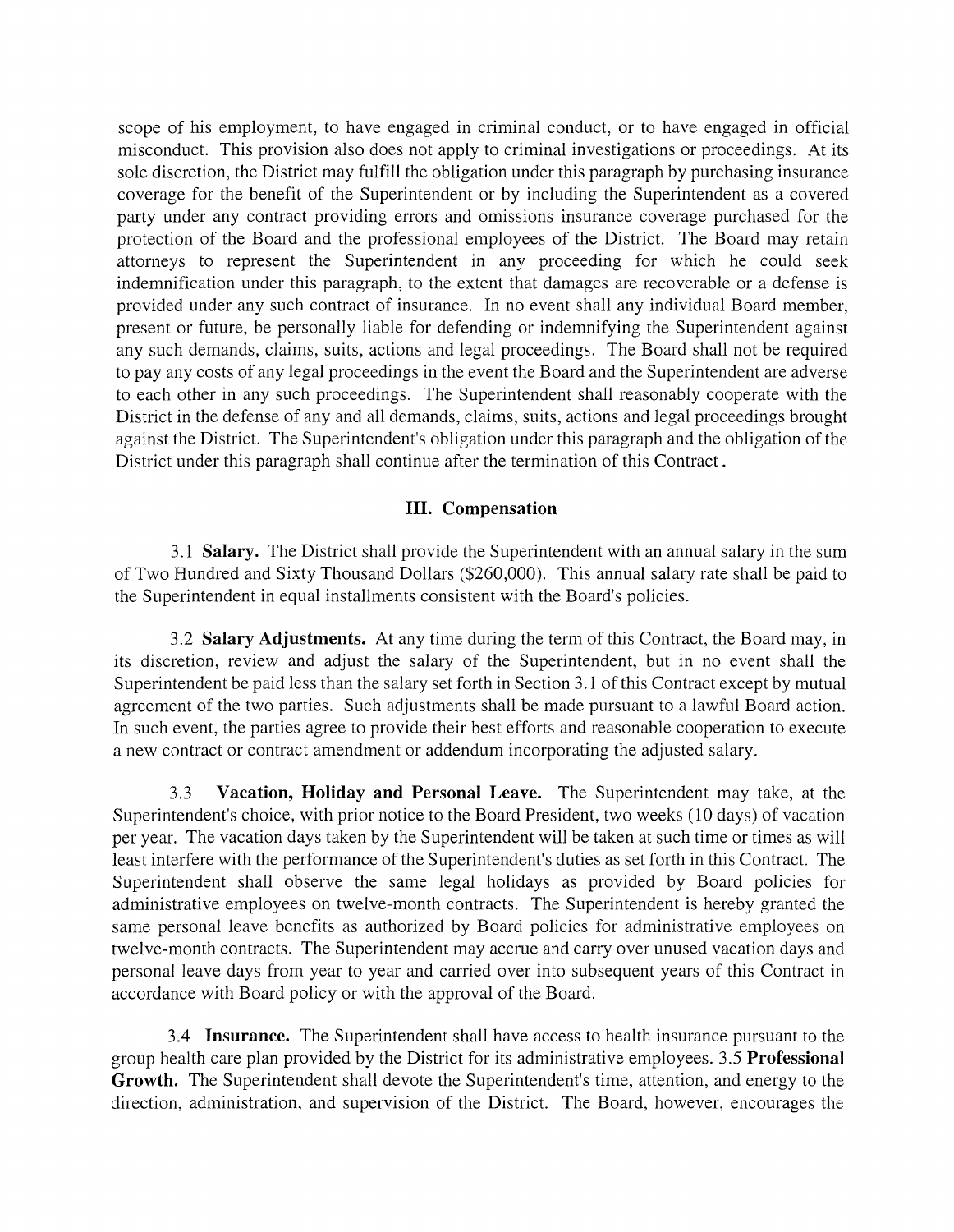scope of his employment, to have engaged in criminal conduct, or to have engaged in official misconduct. This provision also does not apply to criminal investigations or proceedings. At its sole discretion, the District may fulfill the obligation under this paragraph by purchasing insurance coverage for the benefit of the Superintendent or by including the Superintendent as a covered party under any contract providing errors and omissions insurance coverage purchased for the protection of the Board and the professional employees of the District. The Board may retain attorneys to represent the Superintendent in any proceeding for which he could seek indemnification under this paragraph, to the extent that damages are recoverable or a defense is provided under any such contract of insurance. In no event shall any individual Board member, present or future, be personally liable for defending or indemnifying the Superintendent against any such demands, claims, suits, actions and legal proceedings. The Board shall not be required to pay any costs of any legal proceedings in the event the Board and the Superintendent are adverse to each other in any such proceedings. The Superintendent shall reasonably cooperate with the District in the defense of any and all demands, claims, suits, actions and legal proceedings brought against the District. The Superintendent's obligation under this paragraph and the obligation of the District under this paragraph shall continue after the termination of this Contract.

## III. Compensation

3.1 **Salary.** The District shall provide the Superintendent with an annual salary in the sum of Two Hundred and Sixty Thousand Dollars ($260,000). This annual salary rate shall be paid to the Superintendent in equal installments consistent with the Board's policies.

3.2 **Salary Adjustments.** At any time during the term of this Contract, the Board may, in its discretion, review and adjust the salary of the Superintendent, but in no event shall the Superintendent be paid less than the salary set forth in Section 3.1 of this Contract except by mutual agreement of the two parties. Such adjustments shall be made pursuant to a lawful Board action. In such event, the parties agree to provide their best efforts and reasonable cooperation to execute a new contract or contract amendment or addendum incorporating the adjusted salary.

3.3 **Vacation, Holiday and Personal Leave.** The Superintendent may take, at the Superintendent's choice, with prior notice to the Board President, two weeks (10 days) of vacation per year. The vacation days taken by the Superintendent will be taken at such time or times as will least interfere with the performance of the Superintendent's duties as set forth in this Contract. The Superintendent shall observe the same legal holidays as provided by Board policies for administrative employees on twelve-month contracts. The Superintendent is hereby granted the same personal leave benefits as authorized by Board policies for administrative employees on twelve-month contracts. The Superintendent may accrue and carry over unused vacation days and personal leave days from year to year and carried over into subsequent years of this Contract in accordance with Board policy or with the approval of the Board.

3.4 **Insurance.** The Superintendent shall have access to health insurance pursuant to the group health care plan provided by the District for its administrative employees. 3.5 **Professional Growth.** The Superintendent shall devote the Superintendent's time, attention, and energy to the direction, administration, and supervision of the District. The Board, however, encourages the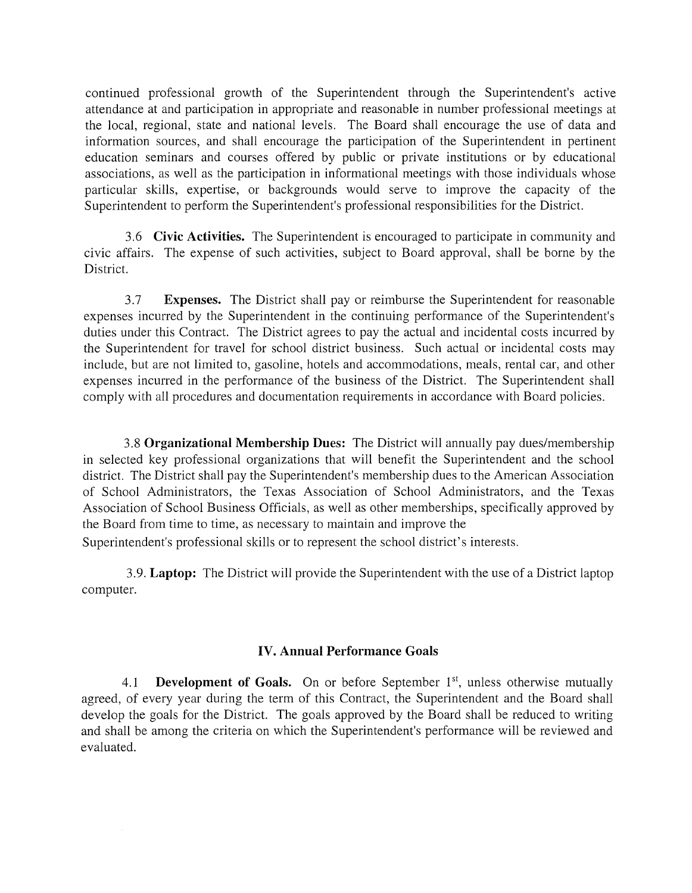continued professional growth of the Superintendent through the Superintendent's active attendance at and participation in appropriate and reasonable in number professional meetings at the local, regional, state and national levels. The Board shall encourage the use of data and information sources, and shall encourage the participation of the Superintendent in pertinent education seminars and courses offered by public or private institutions or by educational associations, as well as the participation in informational meetings with those individuals whose particular skills, expertise, or backgrounds would serve to improve the capacity of the Superintendent to perform the Superintendent's professional responsibilities for the District.

3.6 **Civic Activities.** The Superintendent is encouraged to participate in community and civic affairs. The expense of such activities, subject to Board approval, shall be borne by the District.

3.7 **Expenses.** The District shall pay or reimburse the Superintendent for reasonable expenses incurred by the Superintendent in the continuing performance of the Superintendent's duties under this Contract. The District agrees to pay the actual and incidental costs incurred by the Superintendent for travel for school district business. Such actual or incidental costs may include, but are not limited to, gasoline, hotels and accommodations, meals, rental car, and other expenses incurred in the performance of the business of the District. The Superintendent shall comply with all procedures and documentation requirements in accordance with Board policies.

3.8 **Organizational Membership Dues:** The District will annually pay dues/membership in selected key professional organizations that will benefit the Superintendent and the school district. The District shall pay the Superintendent's membership dues to the American Association of School Administrators, the Texas Association of School Administrators, and the Texas Association of School Business Officials, as well as other memberships, specifically approved by the Board from time to time, as necessary to maintain and improve the Superintendent's professional skills or to represent the school district's interests.

3.9. **Laptop:** The District will provide the Superintendent with the use of a District laptop computer.

## IV. Annual Performance Goals

4.1 **Development of Goals.** On or before September 1st, unless otherwise mutually agreed, of every year during the term of this Contract, the Superintendent and the Board shall develop the goals for the District. The goals approved by the Board shall be reduced to writing and shall be among the criteria on which the Superintendent's performance will be reviewed and evaluated.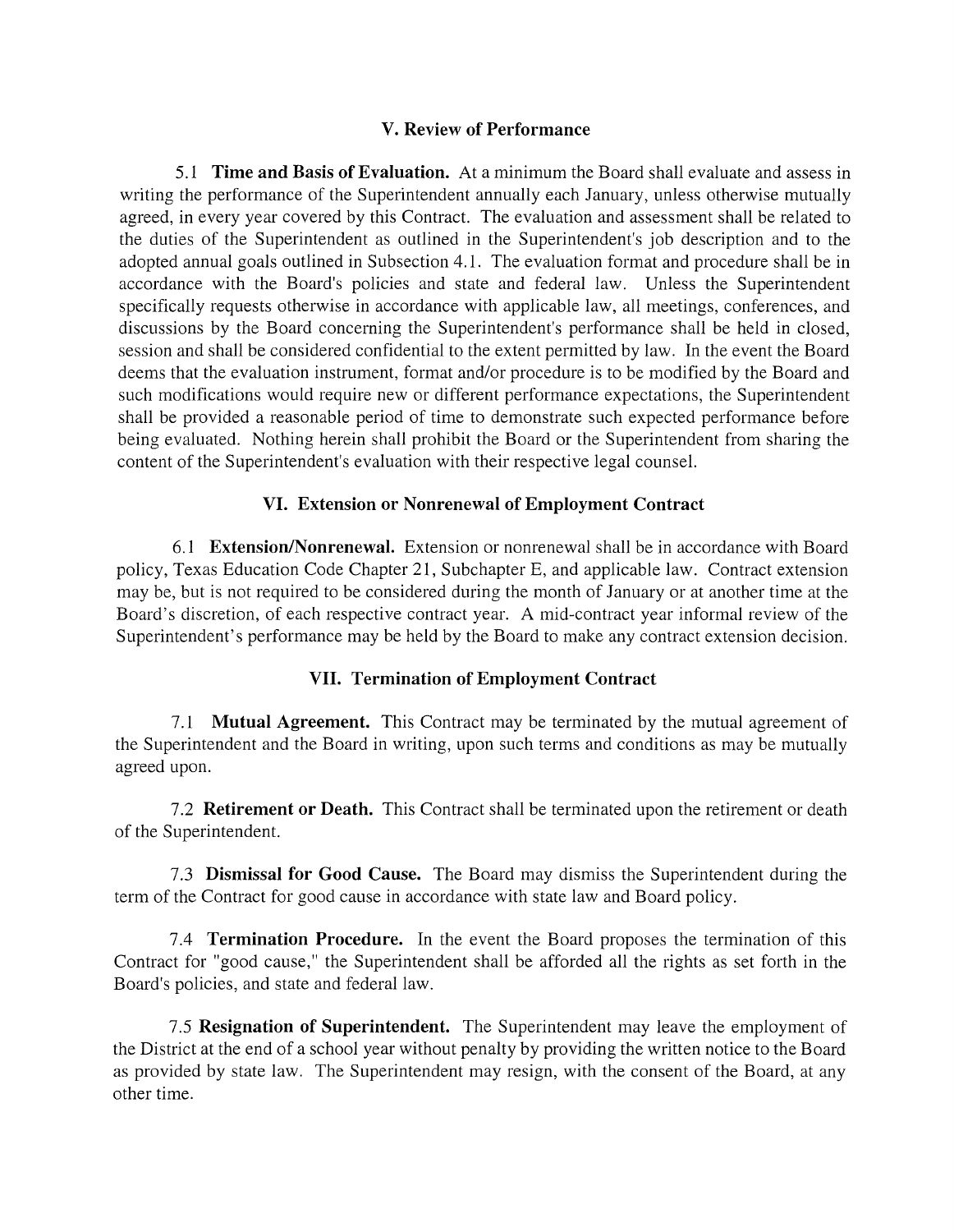## V. Review of Performance

5.1 **Time and Basis of Evaluation.** At a minimum the Board shall evaluate and assess in writing the performance of the Superintendent annually each January, unless otherwise mutually agreed, in every year covered by this Contract. The evaluation and assessment shall be related to the duties of the Superintendent as outlined in the Superintendent's job description and to the adopted annual goals outlined in Subsection 4.1. The evaluation format and procedure shall be in accordance with the Board's policies and state and federal law. Unless the Superintendent specifically requests otherwise in accordance with applicable law, all meetings, conferences, and discussions by the Board concerning the Superintendent's performance shall be held in closed, session and shall be considered confidential to the extent permitted by law. In the event the Board deems that the evaluation instrument, format and/or procedure is to be modified by the Board and such modifications would require new or different performance expectations, the Superintendent shall be provided a reasonable period of time to demonstrate such expected performance before being evaluated. Nothing herein shall prohibit the Board or the Superintendent from sharing the content of the Superintendent's evaluation with their respective legal counsel.

## VI. Extension or Nonrenewal of Employment Contract

6.1 **Extension/Nonrenewal.** Extension or nonrenewal shall be in accordance with Board policy, Texas Education Code Chapter 21, Subchapter E, and applicable law. Contract extension may be, but is not required to be considered during the month of January or at another time at the Board's discretion, of each respective contract year. A mid-contract year informal review of the Superintendent's performance may be held by the Board to make any contract extension decision.

## VII. Termination of Employment Contract

7.1 **Mutual Agreement.** This Contract may be terminated by the mutual agreement of the Superintendent and the Board in writing, upon such terms and conditions as may be mutually agreed upon.

7.2 **Retirement or Death.** This Contract shall be terminated upon the retirement or death of the Superintendent.

7.3 **Dismissal for Good Cause.** The Board may dismiss the Superintendent during the term of the Contract for good cause in accordance with state law and Board policy.

7.4 **Termination Procedure.** In the event the Board proposes the termination of this Contract for "good cause," the Superintendent shall be afforded all the rights as set forth in the Board's policies, and state and federal law.

7.5 **Resignation of Superintendent.** The Superintendent may leave the employment of the District at the end of a school year without penalty by providing the written notice to the Board as provided by state law. The Superintendent may resign, with the consent of the Board, at any other time.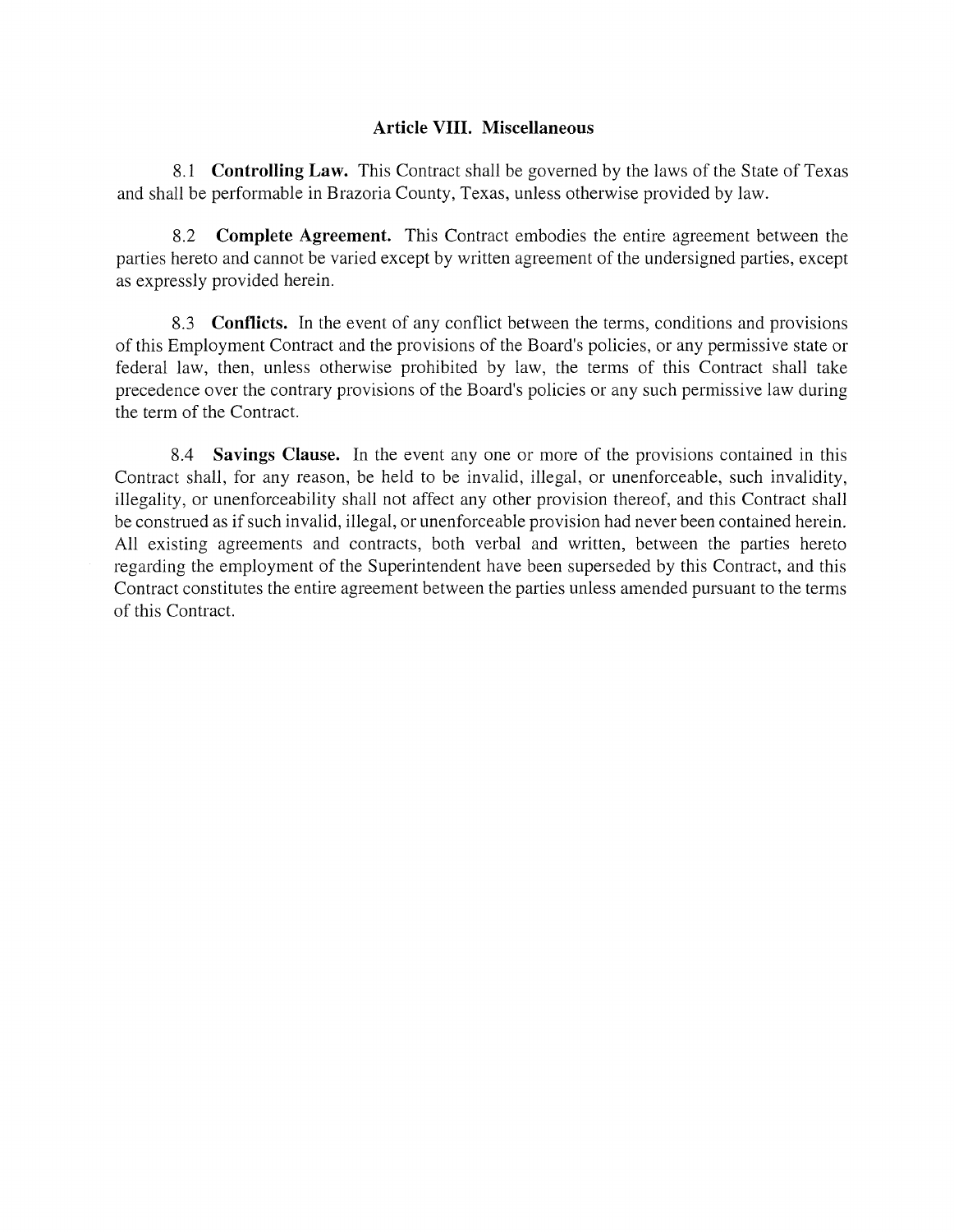## Article VIII. Miscellaneous

8.1 **Controlling Law.** This Contract shall be governed by the laws of the State of Texas and shall be performable in Brazoria County, Texas, unless otherwise provided by law.

8.2 **Complete Agreement.** This Contract embodies the entire agreement between the parties hereto and cannot be varied except by written agreement of the undersigned parties, except as expressly provided herein.

8.3 **Conflicts.** In the event of any conflict between the terms, conditions and provisions of this Employment Contract and the provisions of the Board's policies, or any permissive state or federal law, then, unless otherwise prohibited by law, the terms of this Contract shall take precedence over the contrary provisions of the Board's policies or any such permissive law during the term of the Contract.

8.4 **Savings Clause.** In the event any one or more of the provisions contained in this Contract shall, for any reason, be held to be invalid, illegal, or unenforceable, such invalidity, illegality, or unenforceability shall not affect any other provision thereof, and this Contract shall be construed as if such invalid, illegal, or unenforceable provision had never been contained herein. All existing agreements and contracts, both verbal and written, between the parties hereto regarding the employment of the Superintendent have been superseded by this Contract, and this Contract constitutes the entire agreement between the parties unless amended pursuant to the terms of this Contract.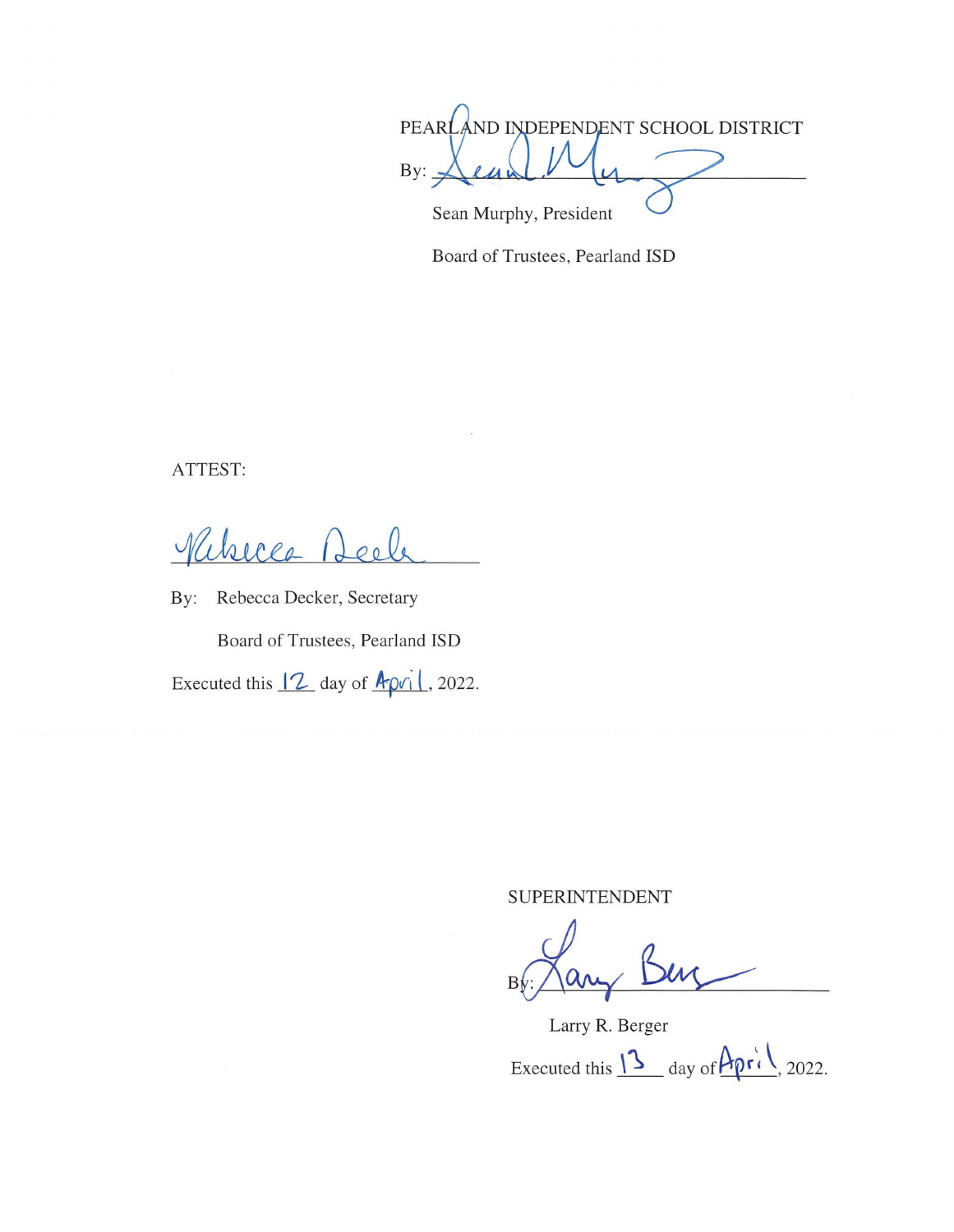PEARLAND INDEPENDENT SCHOOL DISTRICT

By: ______________________________

Sean Murphy, President

Board of Trustees, Pearland ISD

ATTEST:

______________________________

By: Rebecca Decker, Secretary

Board of Trustees, Pearland ISD

Executed this 12 day of April, 2022.

SUPERINTENDENT

By: ______________________________

Larry R. Berger

Executed this 13 day of April, 2022.